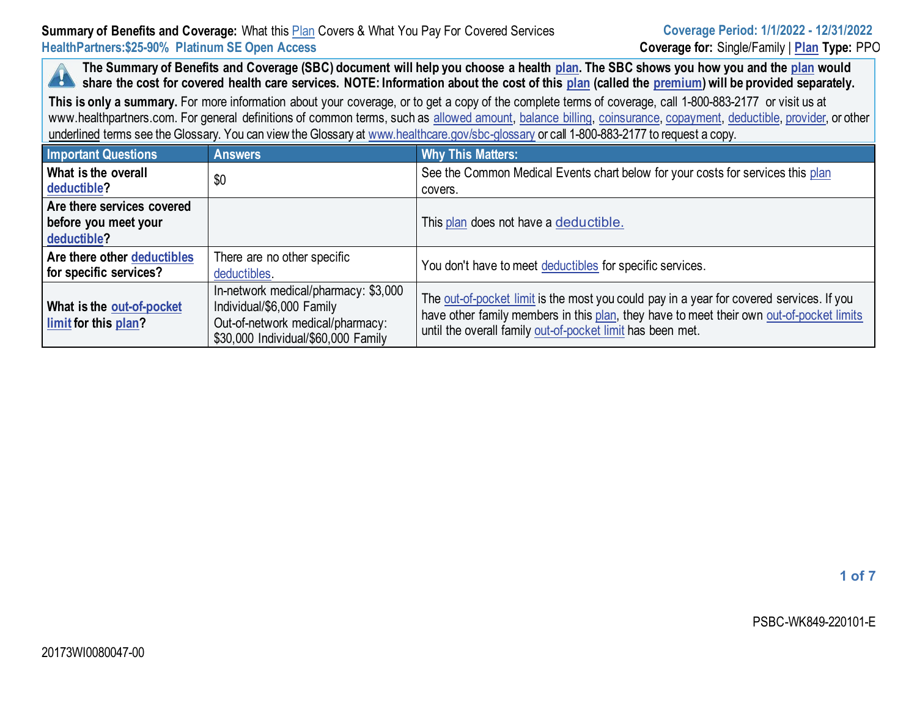**Summary of Benefits and Coverage:** What this Plan Covers & What You Pay For Covered Services
**HealthPartners:$25-90% Platinum SE Open Access**

**Coverage Period: 1/1/2022 - 12/31/2022**
**Coverage for:** Single/Family | **Plan Type:** PPO

**The Summary of Benefits and Coverage (SBC) document will help you choose a health plan. The SBC shows you how you and the plan would share the cost for covered health care services. NOTE: Information about the cost of this plan (called the premium) will be provided separately.**

**This is only a summary.** For more information about your coverage, or to get a copy of the complete terms of coverage, call 1-800-883-2177 or visit us at www.healthpartners.com. For general definitions of common terms, such as allowed amount, balance billing, coinsurance, copayment, deductible, provider, or other underlined terms see the Glossary. You can view the Glossary at www.healthcare.gov/sbc-glossary or call 1-800-883-2177 to request a copy.

| Important Questions | Answers | Why This Matters: |
|---|---|---|
| **What is the overall deductible?** | $0 | See the Common Medical Events chart below for your costs for services this plan covers. |
| **Are there services covered before you meet your deductible?** | | This plan does not have a deductible. |
| **Are there other deductibles for specific services?** | There are no other specific deductibles. | You don't have to meet deductibles for specific services. |
| **What is the out-of-pocket limit for this plan?** | In-network medical/pharmacy: $3,000 Individual/$6,000 Family<br>Out-of-network medical/pharmacy: $30,000 Individual/$60,000 Family | The out-of-pocket limit is the most you could pay in a year for covered services. If you have other family members in this plan, they have to meet their own out-of-pocket limits until the overall family out-of-pocket limit has been met. |

PSBC-WK849-220101-E

20173WI0080047-00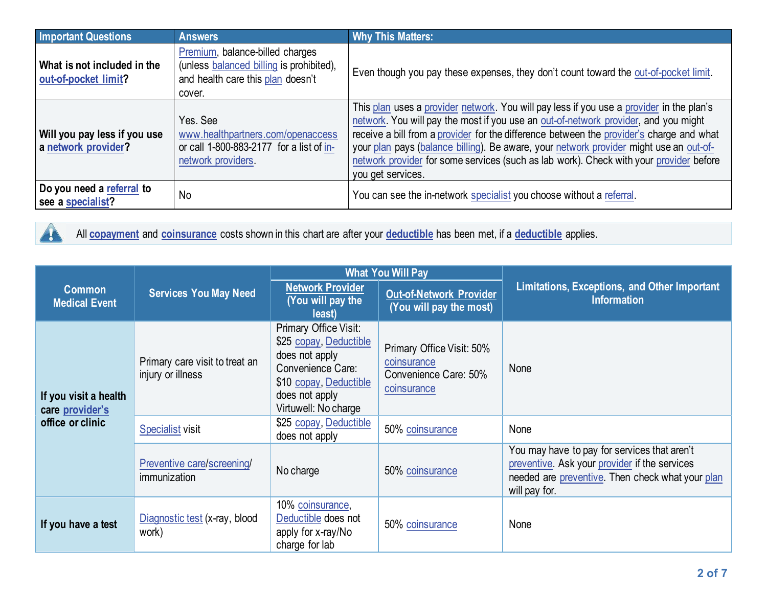| Important Questions | Answers | Why This Matters: |
|---|---|---|
| **What is not included in the out-of-pocket limit?** | Premium, balance-billed charges (unless balanced billing is prohibited), and health care this plan doesn't cover. | Even though you pay these expenses, they don't count toward the out-of-pocket limit. |
| **Will you pay less if you use a network provider?** | Yes. See www.healthpartners.com/openaccess or call 1-800-883-2177 for a list of in-network providers. | This plan uses a provider network. You will pay less if you use a provider in the plan's network. You will pay the most if you use an out-of-network provider, and you might receive a bill from a provider for the difference between the provider's charge and what your plan pays (balance billing). Be aware, your network provider might use an out-of-network provider for some services (such as lab work). Check with your provider before you get services. |
| **Do you need a referral to see a specialist?** | No | You can see the in-network specialist you choose without a referral. |

All **copayment** and **coinsurance** costs shown in this chart are after your **deductible** has been met, if a **deductible** applies.

| Common Medical Event | Services You May Need | What You Will Pay | | Limitations, Exceptions, and Other Important Information |
|---|---|---|---|---|
| | | Network Provider (You will pay the least) | Out-of-Network Provider (You will pay the most) | |
| **If you visit a health care provider's office or clinic** | Primary care visit to treat an injury or illness | Primary Office Visit: $25 copay, Deductible does not apply<br>Convenience Care: $10 copay, Deductible does not apply<br>Virtuwell: No charge | Primary Office Visit: 50% coinsurance<br>Convenience Care: 50% coinsurance | None |
| | Specialist visit | $25 copay, Deductible does not apply | 50% coinsurance | None |
| | Preventive care/screening/ immunization | No charge | 50% coinsurance | You may have to pay for services that aren't preventive. Ask your provider if the services needed are preventive. Then check what your plan will pay for. |
| **If you have a test** | Diagnostic test (x-ray, blood work) | 10% coinsurance, Deductible does not apply for x-ray/No charge for lab | 50% coinsurance | None |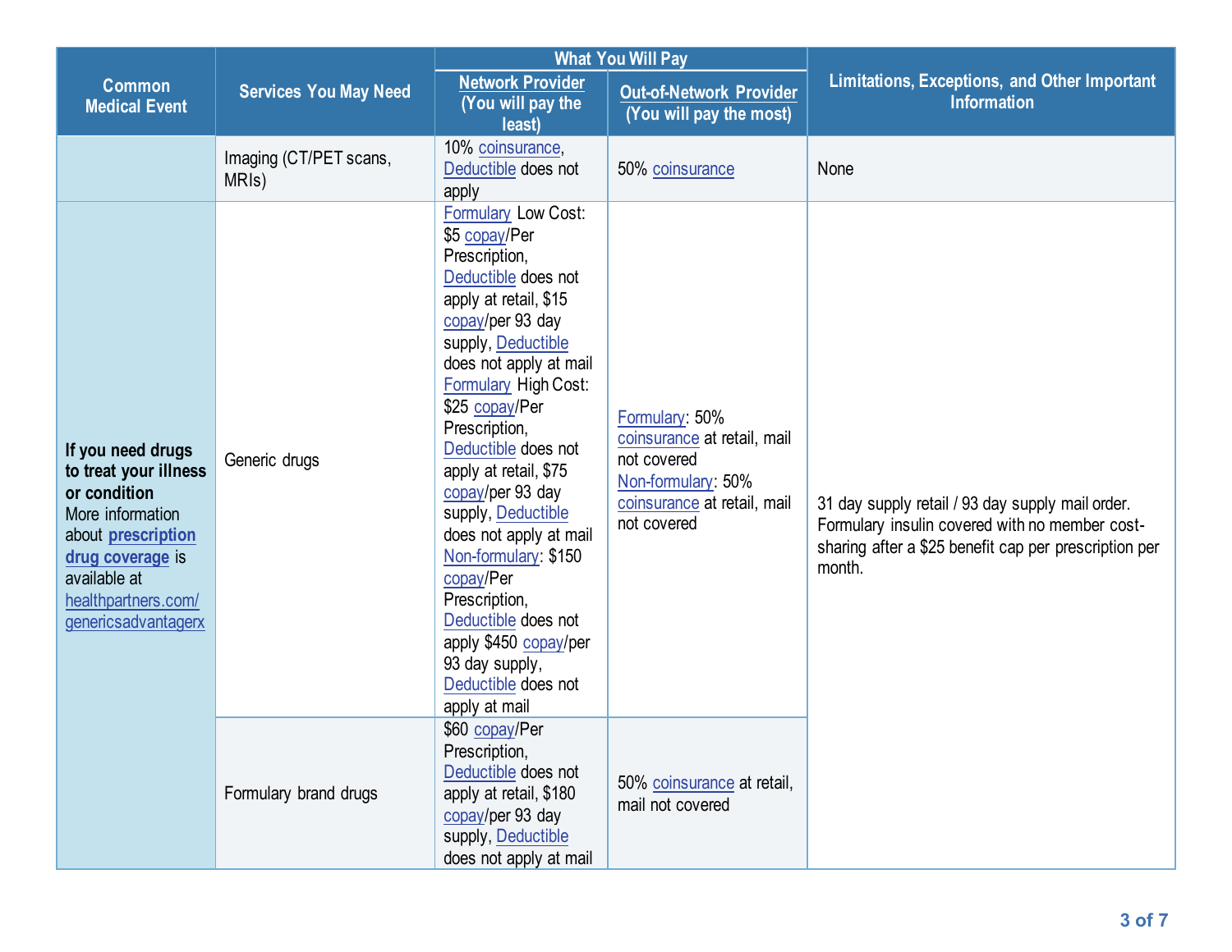| Common Medical Event | Services You May Need | What You Will Pay | | Limitations, Exceptions, and Other Important Information |
|---|---|---|---|---|
| | | Network Provider (You will pay the least) | Out-of-Network Provider (You will pay the most) | |
| | Imaging (CT/PET scans, MRIs) | 10% coinsurance, Deductible does not apply | 50% coinsurance | None |
| **If you need drugs to treat your illness or condition** More information about **prescription drug coverage** is available at healthpartners.com/genericsadvantagerx | Generic drugs | Formulary Low Cost: $5 copay/Per Prescription, Deductible does not apply at retail, $15 copay/per 93 day supply, Deductible does not apply at mail Formulary High Cost: $25 copay/Per Prescription, Deductible does not apply at retail, $75 copay/per 93 day supply, Deductible does not apply at mail Non-formulary: $150 copay/Per Prescription, Deductible does not apply $450 copay/per 93 day supply, Deductible does not apply at mail | Formulary: 50% coinsurance at retail, mail not covered Non-formulary: 50% coinsurance at retail, mail not covered | 31 day supply retail / 93 day supply mail order. Formulary insulin covered with no member cost-sharing after a $25 benefit cap per prescription per month. |
| | Formulary brand drugs | $60 copay/Per Prescription, Deductible does not apply at retail, $180 copay/per 93 day supply, Deductible does not apply at mail | 50% coinsurance at retail, mail not covered | |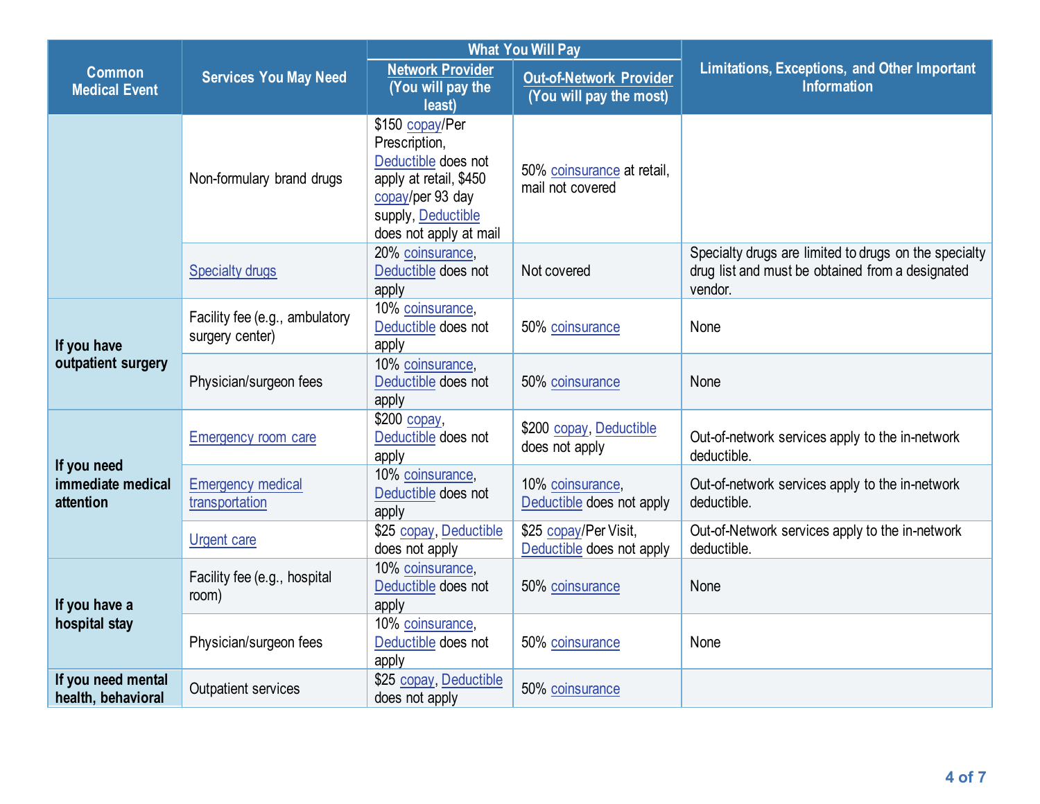| Common Medical Event | Services You May Need | What You Will Pay | | Limitations, Exceptions, and Other Important Information |
|---|---|---|---|---|
| | | Network Provider (You will pay the least) | Out-of-Network Provider (You will pay the most) | |
| | Non-formulary brand drugs | $150 copay/Per Prescription, Deductible does not apply at retail, $450 copay/per 93 day supply, Deductible does not apply at mail | 50% coinsurance at retail, mail not covered | |
| | Specialty drugs | 20% coinsurance, Deductible does not apply | Not covered | Specialty drugs are limited to drugs on the specialty drug list and must be obtained from a designated vendor. |
| If you have outpatient surgery | Facility fee (e.g., ambulatory surgery center) | 10% coinsurance, Deductible does not apply | 50% coinsurance | None |
| | Physician/surgeon fees | 10% coinsurance, Deductible does not apply | 50% coinsurance | None |
| If you need immediate medical attention | Emergency room care | $200 copay, Deductible does not apply | $200 copay, Deductible does not apply | Out-of-network services apply to the in-network deductible. |
| | Emergency medical transportation | 10% coinsurance, Deductible does not apply | 10% coinsurance, Deductible does not apply | Out-of-network services apply to the in-network deductible. |
| | Urgent care | $25 copay, Deductible does not apply | $25 copay/Per Visit, Deductible does not apply | Out-of-Network services apply to the in-network deductible. |
| If you have a hospital stay | Facility fee (e.g., hospital room) | 10% coinsurance, Deductible does not apply | 50% coinsurance | None |
| | Physician/surgeon fees | 10% coinsurance, Deductible does not apply | 50% coinsurance | None |
| If you need mental health, behavioral | Outpatient services | $25 copay, Deductible does not apply | 50% coinsurance | |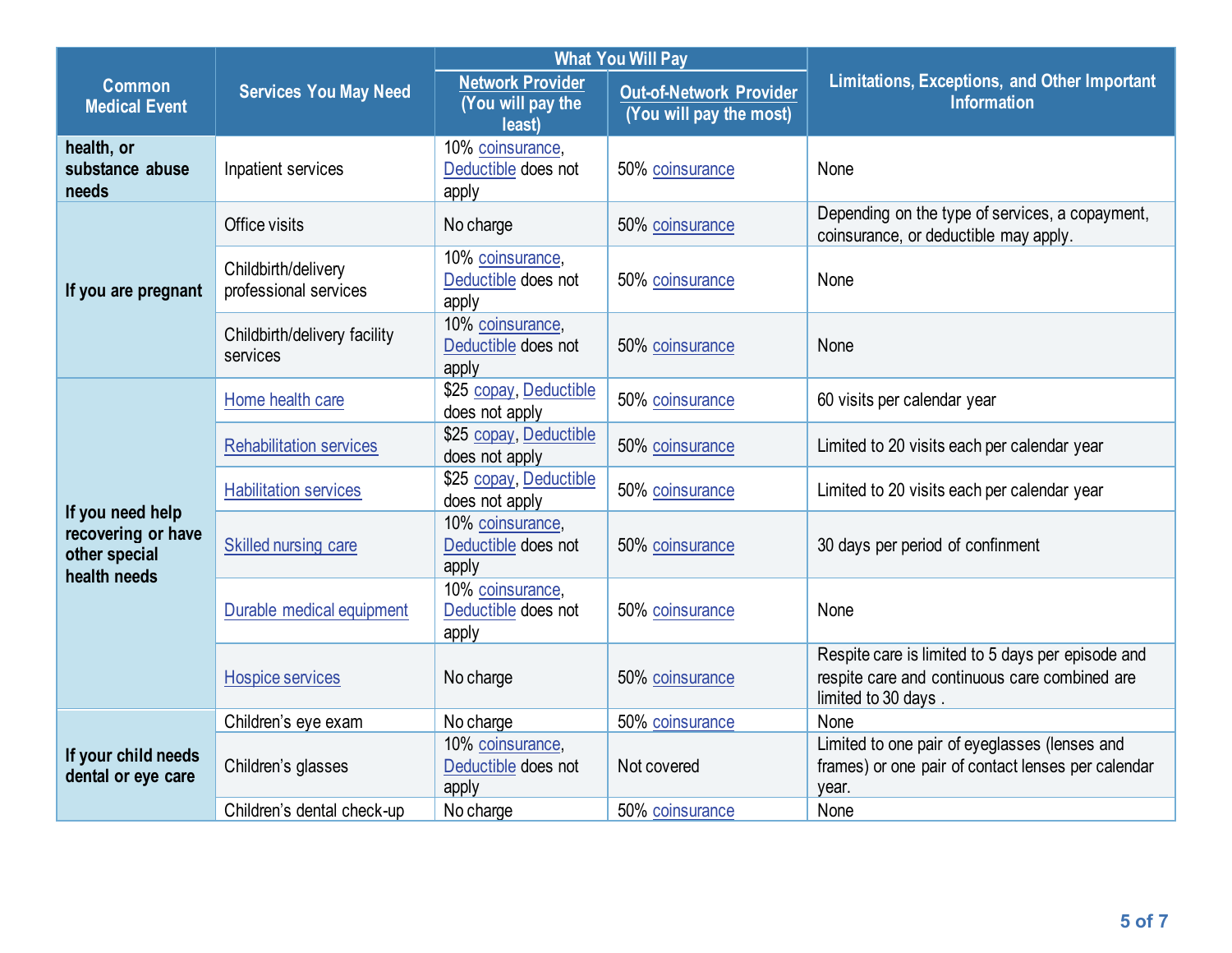| Common Medical Event | Services You May Need | What You Will Pay | | Limitations, Exceptions, and Other Important Information |
|---|---|---|---|---|
| | | Network Provider (You will pay the least) | Out-of-Network Provider (You will pay the most) | |
| **health, or substance abuse needs** | Inpatient services | 10% coinsurance, Deductible does not apply | 50% coinsurance | None |
| **If you are pregnant** | Office visits | No charge | 50% coinsurance | Depending on the type of services, a copayment, coinsurance, or deductible may apply. |
| | Childbirth/delivery professional services | 10% coinsurance, Deductible does not apply | 50% coinsurance | None |
| | Childbirth/delivery facility services | 10% coinsurance, Deductible does not apply | 50% coinsurance | None |
| **If you need help recovering or have other special health needs** | Home health care | $25 copay, Deductible does not apply | 50% coinsurance | 60 visits per calendar year |
| | Rehabilitation services | $25 copay, Deductible does not apply | 50% coinsurance | Limited to 20 visits each per calendar year |
| | Habilitation services | $25 copay, Deductible does not apply | 50% coinsurance | Limited to 20 visits each per calendar year |
| | Skilled nursing care | 10% coinsurance, Deductible does not apply | 50% coinsurance | 30 days per period of confinment |
| | Durable medical equipment | 10% coinsurance, Deductible does not apply | 50% coinsurance | None |
| | Hospice services | No charge | 50% coinsurance | Respite care is limited to 5 days per episode and respite care and continuous care combined are limited to 30 days . |
| **If your child needs dental or eye care** | Children's eye exam | No charge | 50% coinsurance | None |
| | Children's glasses | 10% coinsurance, Deductible does not apply | Not covered | Limited to one pair of eyeglasses (lenses and frames) or one pair of contact lenses per calendar year. |
| | Children's dental check-up | No charge | 50% coinsurance | None |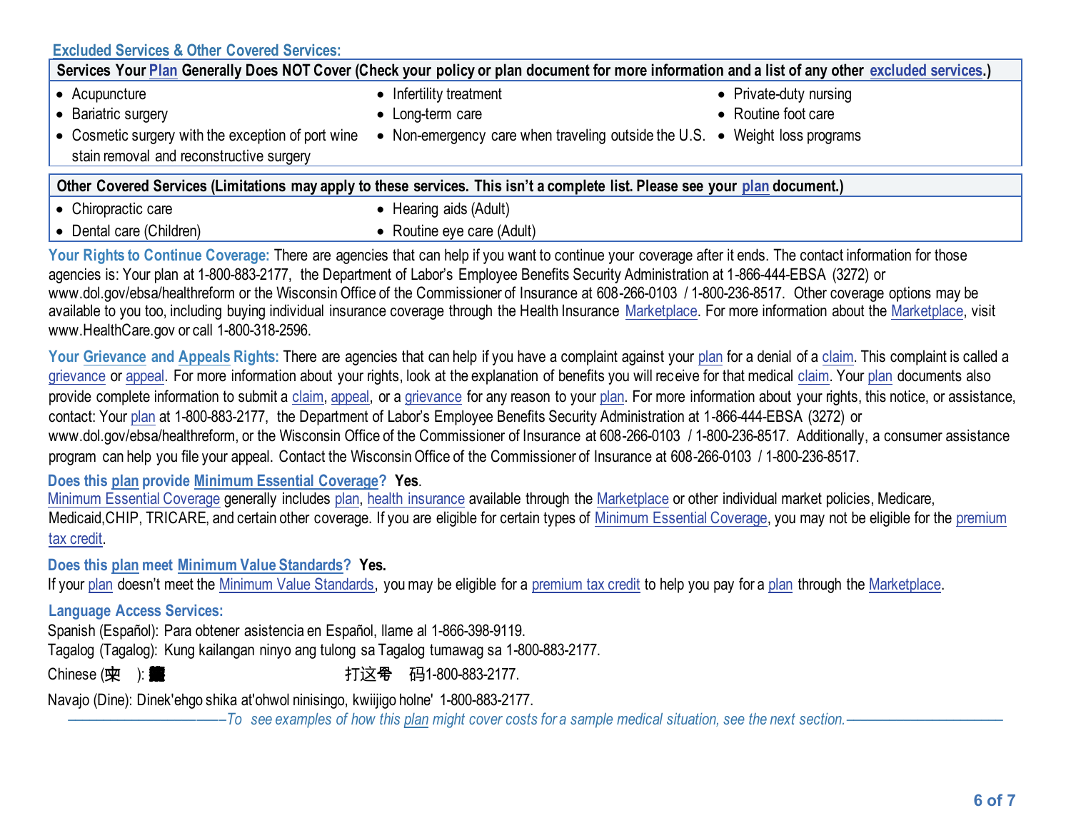**Excluded Services & Other Covered Services:**

| Services Your Plan Generally Does NOT Cover (Check your policy or plan document for more information and a list of any other excluded services.) | | |
|---|---|---|
| • Acupuncture<br>• Bariatric surgery<br>• Cosmetic surgery with the exception of port wine stain removal and reconstructive surgery | • Infertility treatment<br>• Long-term care<br>• Non-emergency care when traveling outside the U.S. | • Private-duty nursing<br>• Routine foot care<br>• Weight loss programs |

| Other Covered Services (Limitations may apply to these services. This isn't a complete list. Please see your plan document.) | |
|---|---|
| • Chiropractic care<br>• Dental care (Children) | • Hearing aids (Adult)<br>• Routine eye care (Adult) |

**Your Rights to Continue Coverage:** There are agencies that can help if you want to continue your coverage after it ends. The contact information for those agencies is: Your plan at 1-800-883-2177, the Department of Labor's Employee Benefits Security Administration at 1-866-444-EBSA (3272) or www.dol.gov/ebsa/healthreform or the Wisconsin Office of the Commissioner of Insurance at 608-266-0103 / 1-800-236-8517. Other coverage options may be available to you too, including buying individual insurance coverage through the Health Insurance Marketplace. For more information about the Marketplace, visit www.HealthCare.gov or call 1-800-318-2596.

**Your Grievance and Appeals Rights:** There are agencies that can help if you have a complaint against your plan for a denial of a claim. This complaint is called a grievance or appeal. For more information about your rights, look at the explanation of benefits you will receive for that medical claim. Your plan documents also provide complete information to submit a claim, appeal, or a grievance for any reason to your plan. For more information about your rights, this notice, or assistance, contact: Your plan at 1-800-883-2177, the Department of Labor's Employee Benefits Security Administration at 1-866-444-EBSA (3272) or www.dol.gov/ebsa/healthreform, or the Wisconsin Office of the Commissioner of Insurance at 608-266-0103 / 1-800-236-8517. Additionally, a consumer assistance program can help you file your appeal. Contact the Wisconsin Office of the Commissioner of Insurance at 608-266-0103 / 1-800-236-8517.

**Does this plan provide Minimum Essential Coverage? Yes.**

Minimum Essential Coverage generally includes plan, health insurance available through the Marketplace or other individual market policies, Medicare, Medicaid,CHIP, TRICARE, and certain other coverage. If you are eligible for certain types of Minimum Essential Coverage, you may not be eligible for the premium tax credit.

**Does this plan meet Minimum Value Standards? Yes.**

If your plan doesn't meet the Minimum Value Standards, you may be eligible for a premium tax credit to help you pay for a plan through the Marketplace.

**Language Access Services:**

Spanish (Español): Para obtener asistencia en Español, llame al 1-866-398-9119.

Tagalog (Tagalog): Kung kailangan ninyo ang tulong sa Tagalog tumawag sa 1-800-883-2177.

Chinese (中文): 如果需要中文的帮助，请拨打这个号码1-800-883-2177.

Navajo (Dine): Dinek'ehgo shika at'ohwol ninisingo, kwiijigo holne' 1-800-883-2177.

*––––––––––––––––––––To see examples of how this plan might cover costs for a sample medical situation, see the next section.––––––––––––––––––––*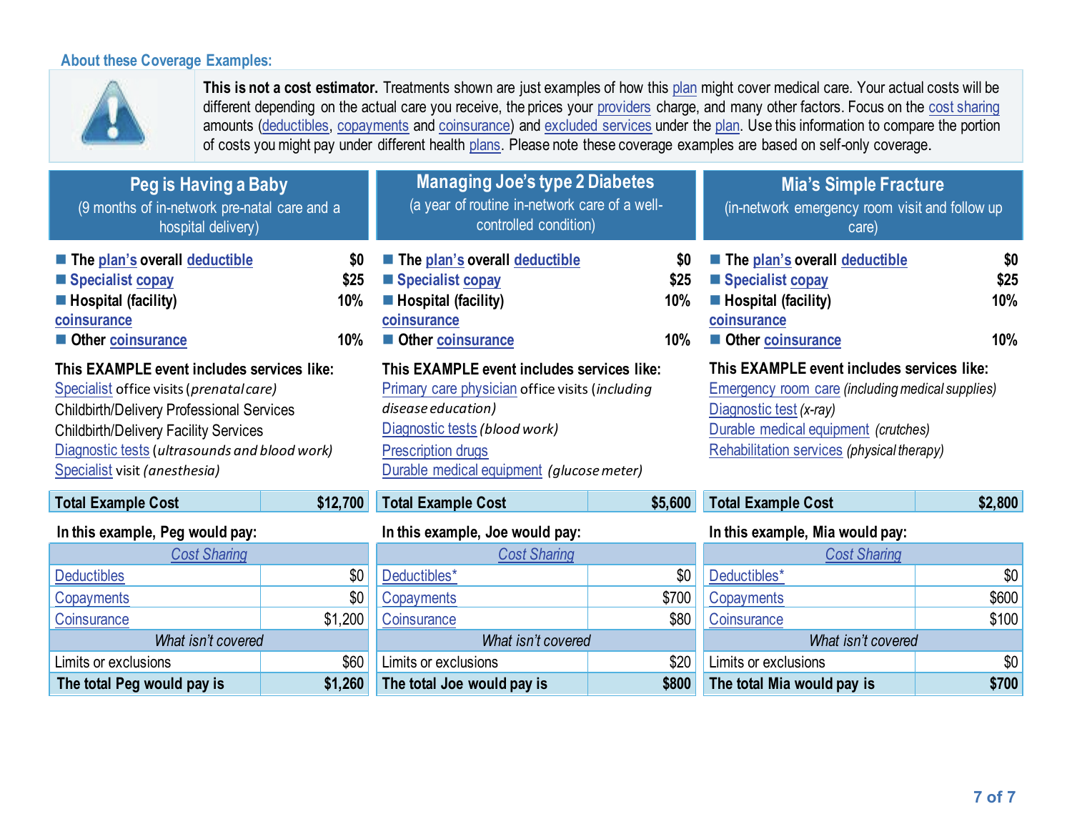## About these Coverage Examples:

**This is not a cost estimator.** Treatments shown are just examples of how this plan might cover medical care. Your actual costs will be different depending on the actual care you receive, the prices your providers charge, and many other factors. Focus on the cost sharing amounts (deductibles, copayments and coinsurance) and excluded services under the plan. Use this information to compare the portion of costs you might pay under different health plans. Please note these coverage examples are based on self-only coverage.

### Peg is Having a Baby
(9 months of in-network pre-natal care and a hospital delivery)

- **The plan's overall deductible** $0
- **Specialist copay** $25
- **Hospital (facility) coinsurance** 10%
- **Other coinsurance** 10%

**This EXAMPLE event includes services like:**
Specialist office visits (*prenatal care*)
Childbirth/Delivery Professional Services
Childbirth/Delivery Facility Services
Diagnostic tests (*ultrasounds and blood work*)
Specialist visit (*anesthesia*)

| **Total Example Cost** | **$12,700** |
|---|---|

**In this example, Peg would pay:**

| *Cost Sharing* | |
|---|---|
| Deductibles | $0 |
| Copayments | $0 |
| Coinsurance | $1,200 |
| *What isn't covered* | |
| Limits or exclusions | $60 |
| **The total Peg would pay is** | **$1,260** |

### Managing Joe's type 2 Diabetes
(a year of routine in-network care of a well-controlled condition)

- **The plan's overall deductible** $0
- **Specialist copay** $25
- **Hospital (facility) coinsurance** 10%
- **Other coinsurance** 10%

**This EXAMPLE event includes services like:**
Primary care physician office visits (*including disease education*)
Diagnostic tests (*blood work*)
Prescription drugs
Durable medical equipment (*glucose meter*)

| **Total Example Cost** | **$5,600** |
|---|---|

**In this example, Joe would pay:**

| *Cost Sharing* | |
|---|---|
| Deductibles* | $0 |
| Copayments | $700 |
| Coinsurance | $80 |
| *What isn't covered* | |
| Limits or exclusions | $20 |
| **The total Joe would pay is** | **$800** |

### Mia's Simple Fracture
(in-network emergency room visit and follow up care)

- **The plan's overall deductible** $0
- **Specialist copay** $25
- **Hospital (facility) coinsurance** 10%
- **Other coinsurance** 10%

**This EXAMPLE event includes services like:**
Emergency room care (*including medical supplies*)
Diagnostic test (*x-ray*)
Durable medical equipment (*crutches*)
Rehabilitation services (*physical therapy*)

| **Total Example Cost** | **$2,800** |
|---|---|

**In this example, Mia would pay:**

| *Cost Sharing* | |
|---|---|
| Deductibles* | $0 |
| Copayments | $600 |
| Coinsurance | $100 |
| *What isn't covered* | |
| Limits or exclusions | $0 |
| **The total Mia would pay is** | **$700** |